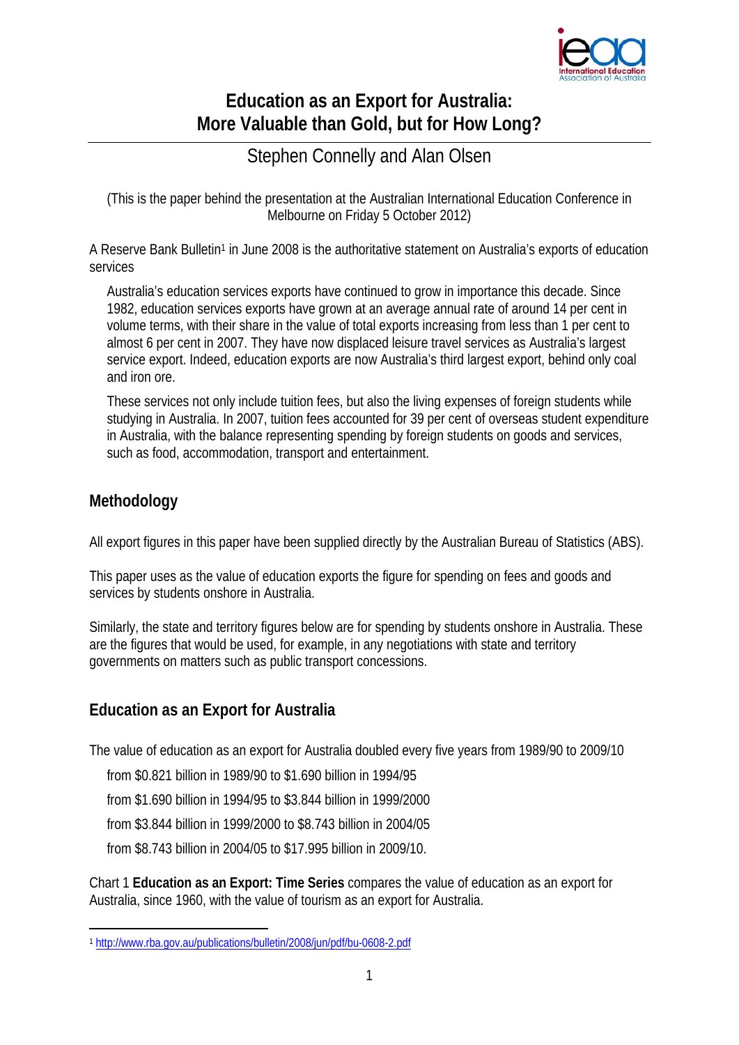# Education as an Export for Australia: More Valuable than Gold, but for How Long?

Stephen Connelly and Alan Olsen

(This is the paper behind the presentation at the Australian International Education Conference in Melbourne on Friday 5 October 2012)

A Reserve Bank Bulletin[1] in June 2008 is the authoritative statement on Australia's exports of education services

> Australia's education services exports have continued to grow in importance this decade. Since 1982, education services exports have grown at an average annual rate of around 14 per cent in volume terms, with their share in the value of total exports increasing from less than 1 per cent to almost 6 per cent in 2007. They have now displaced leisure travel services as Australia's largest service export. Indeed, education exports are now Australia's third largest export, behind only coal and iron ore.
>
> These services not only include tuition fees, but also the living expenses of foreign students while studying in Australia. In 2007, tuition fees accounted for 39 per cent of overseas student expenditure in Australia, with the balance representing spending by foreign students on goods and services, such as food, accommodation, transport and entertainment.

## Methodology

All export figures in this paper have been supplied directly by the Australian Bureau of Statistics (ABS).

This paper uses as the value of education exports the figure for spending on fees and goods and services by students onshore in Australia.

Similarly, the state and territory figures below are for spending by students onshore in Australia. These are the figures that would be used, for example, in any negotiations with state and territory governments on matters such as public transport concessions.

## Education as an Export for Australia

The value of education as an export for Australia doubled every five years from 1989/90 to 2009/10

- from $0.821 billion in 1989/90 to $1.690 billion in 1994/95
- from $1.690 billion in 1994/95 to $3.844 billion in 1999/2000
- from $3.844 billion in 1999/2000 to $8.743 billion in 2004/05
- from $8.743 billion in 2004/05 to $17.995 billion in 2009/10.

Chart 1 **Education as an Export: Time Series** compares the value of education as an export for Australia, since 1960, with the value of tourism as an export for Australia.

[1] http://www.rba.gov.au/publications/bulletin/2008/jun/pdf/bu-0608-2.pdf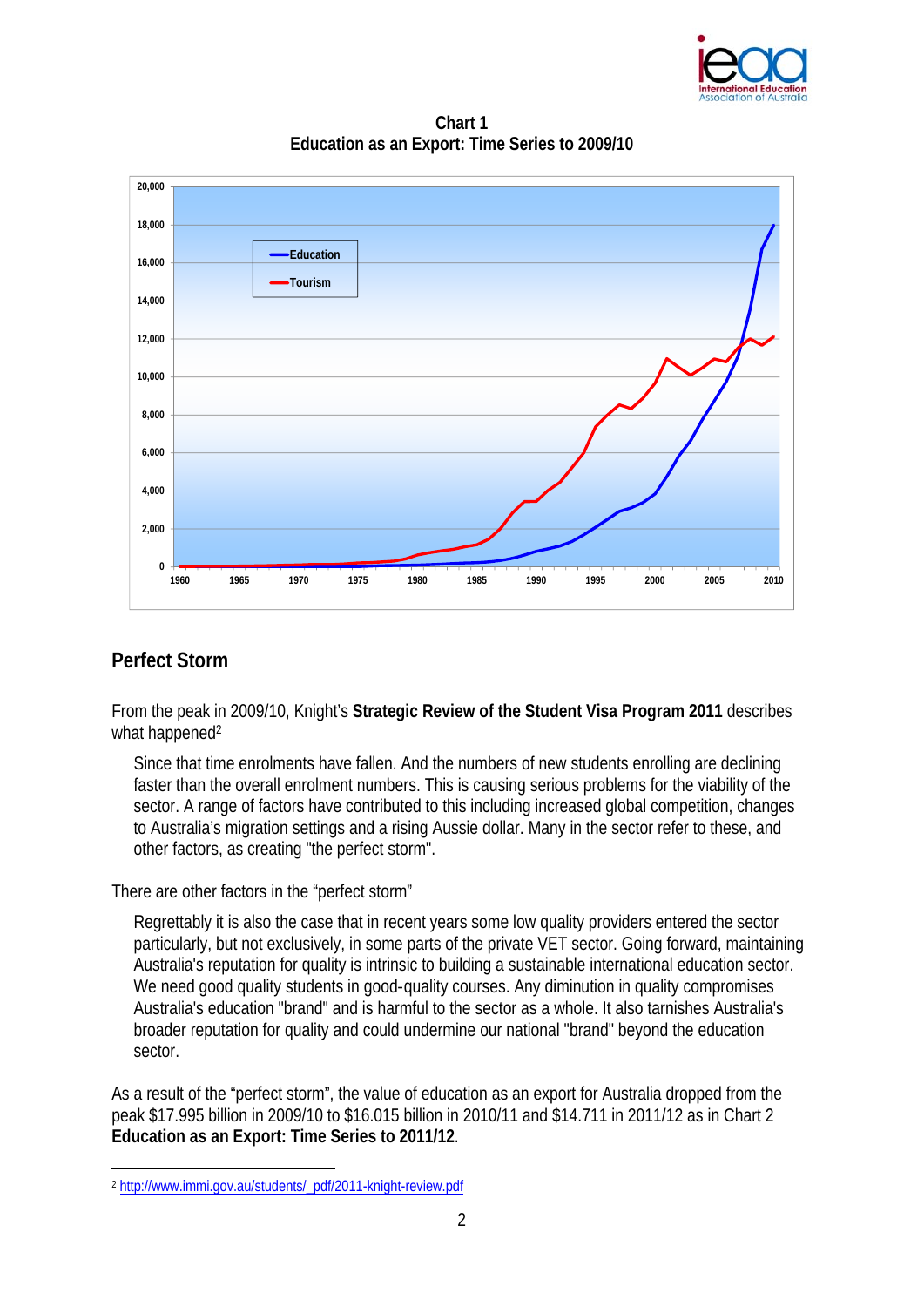**Chart 1**
**Education as an Export: Time Series to 2009/10**

## Perfect Storm

From the peak in 2009/10, Knight's **Strategic Review of the Student Visa Program 2011** describes what happened[2]

> Since that time enrolments have fallen. And the numbers of new students enrolling are declining faster than the overall enrolment numbers. This is causing serious problems for the viability of the sector. A range of factors have contributed to this including increased global competition, changes to Australia's migration settings and a rising Aussie dollar. Many in the sector refer to these, and other factors, as creating "the perfect storm".

There are other factors in the "perfect storm"

> Regrettably it is also the case that in recent years some low quality providers entered the sector particularly, but not exclusively, in some parts of the private VET sector. Going forward, maintaining Australia's reputation for quality is intrinsic to building a sustainable international education sector. We need good quality students in good-quality courses. Any diminution in quality compromises Australia's education "brand" and is harmful to the sector as a whole. It also tarnishes Australia's broader reputation for quality and could undermine our national "brand" beyond the education sector.

As a result of the "perfect storm", the value of education as an export for Australia dropped from the peak $17.995 billion in 2009/10 to $16.015 billion in 2010/11 and $14.711 in 2011/12 as in Chart 2 **Education as an Export: Time Series to 2011/12**.

[2] http://www.immi.gov.au/students/_pdf/2011-knight-review.pdf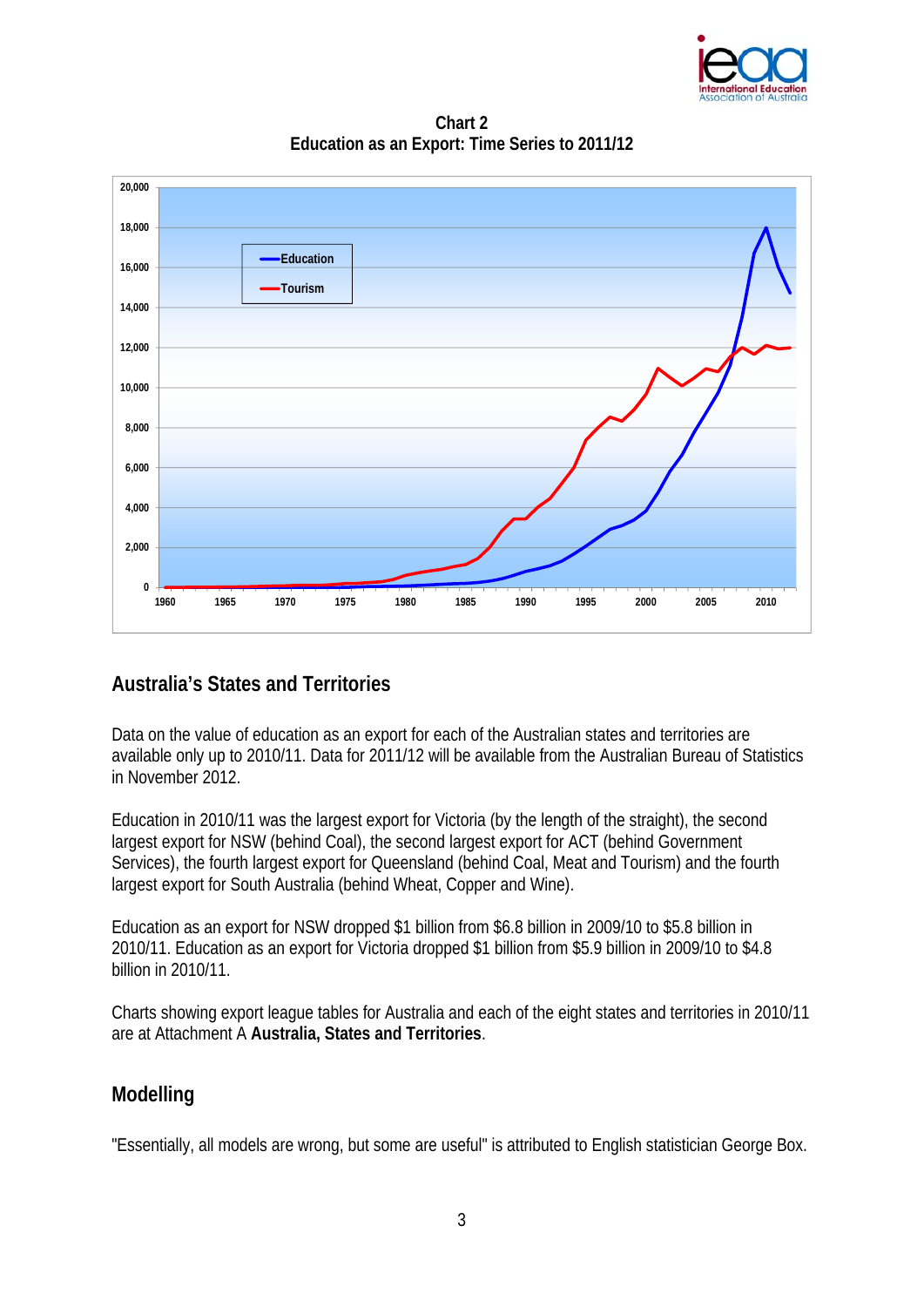**Chart 2**
**Education as an Export: Time Series to 2011/12**

## Australia's States and Territories

Data on the value of education as an export for each of the Australian states and territories are available only up to 2010/11. Data for 2011/12 will be available from the Australian Bureau of Statistics in November 2012.

Education in 2010/11 was the largest export for Victoria (by the length of the straight), the second largest export for NSW (behind Coal), the second largest export for ACT (behind Government Services), the fourth largest export for Queensland (behind Coal, Meat and Tourism) and the fourth largest export for South Australia (behind Wheat, Copper and Wine).

Education as an export for NSW dropped $1 billion from $6.8 billion in 2009/10 to $5.8 billion in 2010/11. Education as an export for Victoria dropped $1 billion from $5.9 billion in 2009/10 to $4.8 billion in 2010/11.

Charts showing export league tables for Australia and each of the eight states and territories in 2010/11 are at Attachment A **Australia, States and Territories**.

## Modelling

"Essentially, all models are wrong, but some are useful" is attributed to English statistician George Box.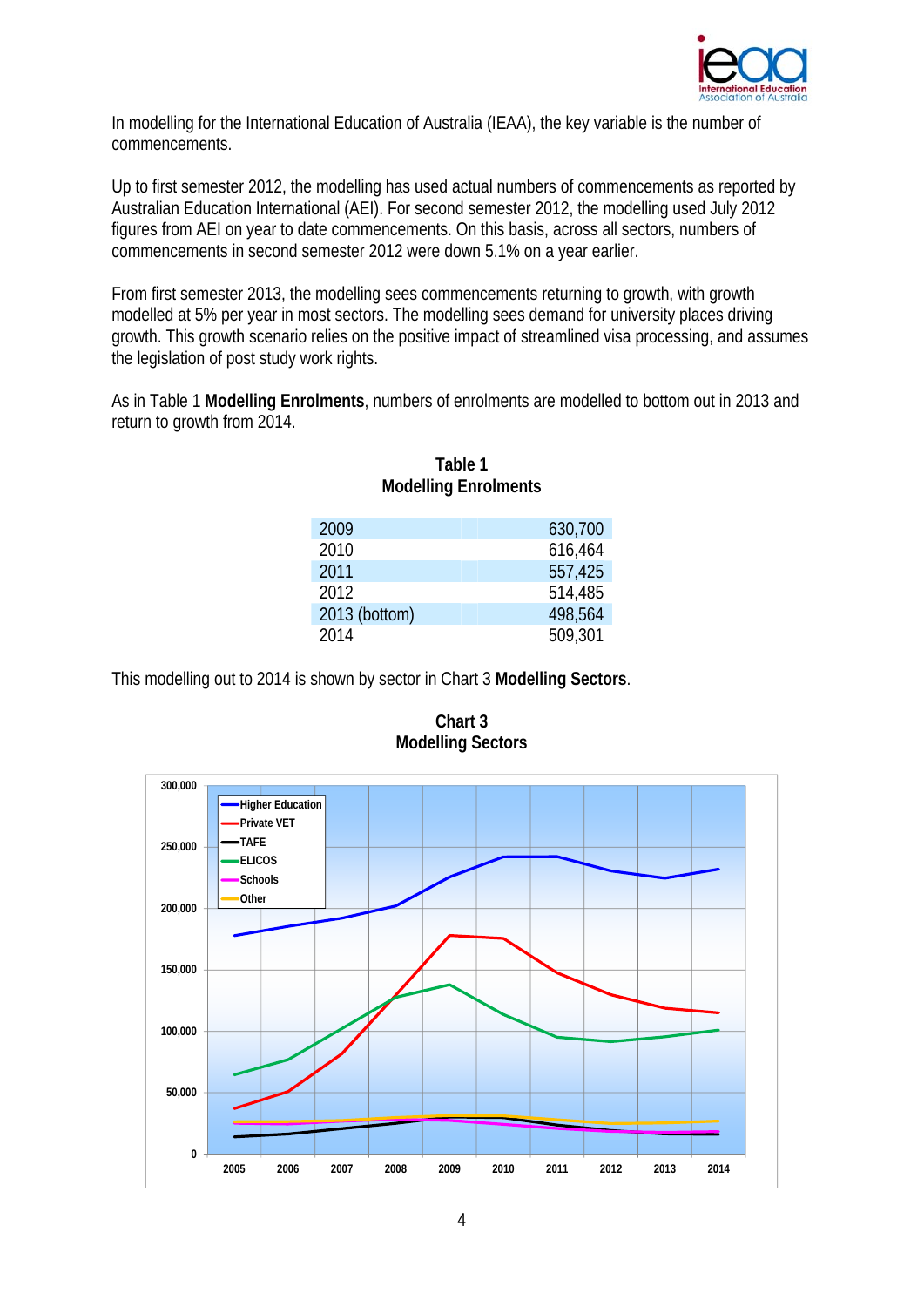In modelling for the International Education of Australia (IEAA), the key variable is the number of commencements.

Up to first semester 2012, the modelling has used actual numbers of commencements as reported by Australian Education International (AEI). For second semester 2012, the modelling used July 2012 figures from AEI on year to date commencements. On this basis, across all sectors, numbers of commencements in second semester 2012 were down 5.1% on a year earlier.

From first semester 2013, the modelling sees commencements returning to growth, with growth modelled at 5% per year in most sectors. The modelling sees demand for university places driving growth. This growth scenario relies on the positive impact of streamlined visa processing, and assumes the legislation of post study work rights.

As in Table 1 **Modelling Enrolments**, numbers of enrolments are modelled to bottom out in 2013 and return to growth from 2014.

**Table 1**
**Modelling Enrolments**

| | |
|---|---:|
| 2009 | 630,700 |
| 2010 | 616,464 |
| 2011 | 557,425 |
| 2012 | 514,485 |
| 2013 (bottom) | 498,564 |
| 2014 | 509,301 |

This modelling out to 2014 is shown by sector in Chart 3 **Modelling Sectors**.

**Chart 3**
**Modelling Sectors**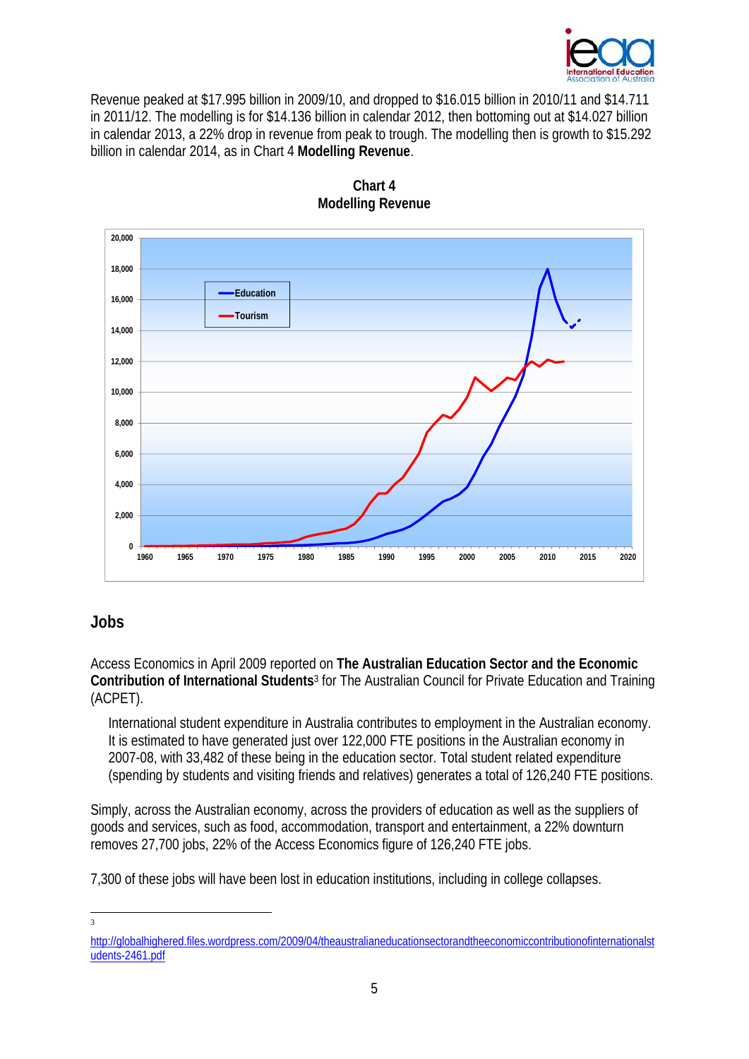Revenue peaked at $17.995 billion in 2009/10, and dropped to $16.015 billion in 2010/11 and $14.711 in 2011/12. The modelling is for $14.136 billion in calendar 2012, then bottoming out at $14.027 billion in calendar 2013, a 22% drop in revenue from peak to trough. The modelling then is growth to $15.292 billion in calendar 2014, as in Chart 4 **Modelling Revenue**.

**Chart 4**
**Modelling Revenue**

## Jobs

Access Economics in April 2009 reported on **The Australian Education Sector and the Economic Contribution of International Students**[3] for The Australian Council for Private Education and Training (ACPET).

> International student expenditure in Australia contributes to employment in the Australian economy. It is estimated to have generated just over 122,000 FTE positions in the Australian economy in 2007-08, with 33,482 of these being in the education sector. Total student related expenditure (spending by students and visiting friends and relatives) generates a total of 126,240 FTE positions.

Simply, across the Australian economy, across the providers of education as well as the suppliers of goods and services, such as food, accommodation, transport and entertainment, a 22% downturn removes 27,700 jobs, 22% of the Access Economics figure of 126,240 FTE jobs.

7,300 of these jobs will have been lost in education institutions, including in college collapses.

---

[3] http://globalhighered.files.wordpress.com/2009/04/theaustralianeducationsectorandtheeconomiccontributionofinternationalstudents-2461.pdf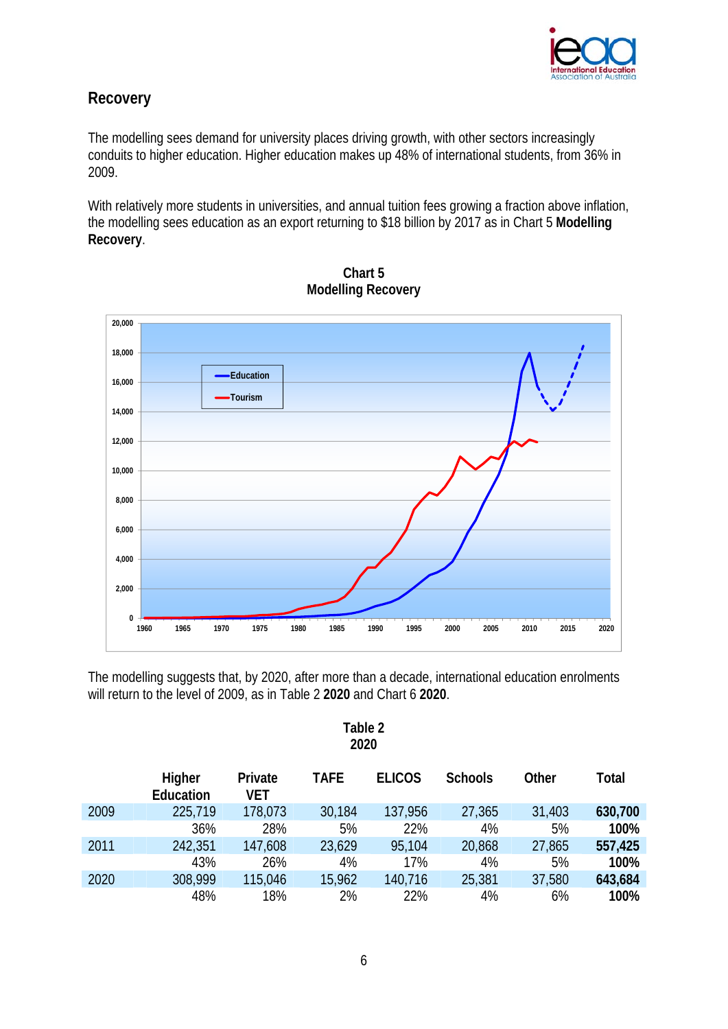## Recovery

The modelling sees demand for university places driving growth, with other sectors increasingly conduits to higher education. Higher education makes up 48% of international students, from 36% in 2009.

With relatively more students in universities, and annual tuition fees growing a fraction above inflation, the modelling sees education as an export returning to $18 billion by 2017 as in Chart 5 **Modelling Recovery**.

**Chart 5**
**Modelling Recovery**

The modelling suggests that, by 2020, after more than a decade, international education enrolments will return to the level of 2009, as in Table 2 **2020** and Chart 6 **2020**.

**Table 2**
**2020**

| | Higher Education | Private VET | TAFE | ELICOS | Schools | Other | Total |
|---|---|---|---|---|---|---|---|
| 2009 | 225,719 | 178,073 | 30,184 | 137,956 | 27,365 | 31,403 | **630,700** |
| | 36% | 28% | 5% | 22% | 4% | 5% | **100%** |
| 2011 | 242,351 | 147,608 | 23,629 | 95,104 | 20,868 | 27,865 | **557,425** |
| | 43% | 26% | 4% | 17% | 4% | 5% | **100%** |
| 2020 | 308,999 | 115,046 | 15,962 | 140,716 | 25,381 | 37,580 | **643,684** |
| | 48% | 18% | 2% | 22% | 4% | 6% | **100%** |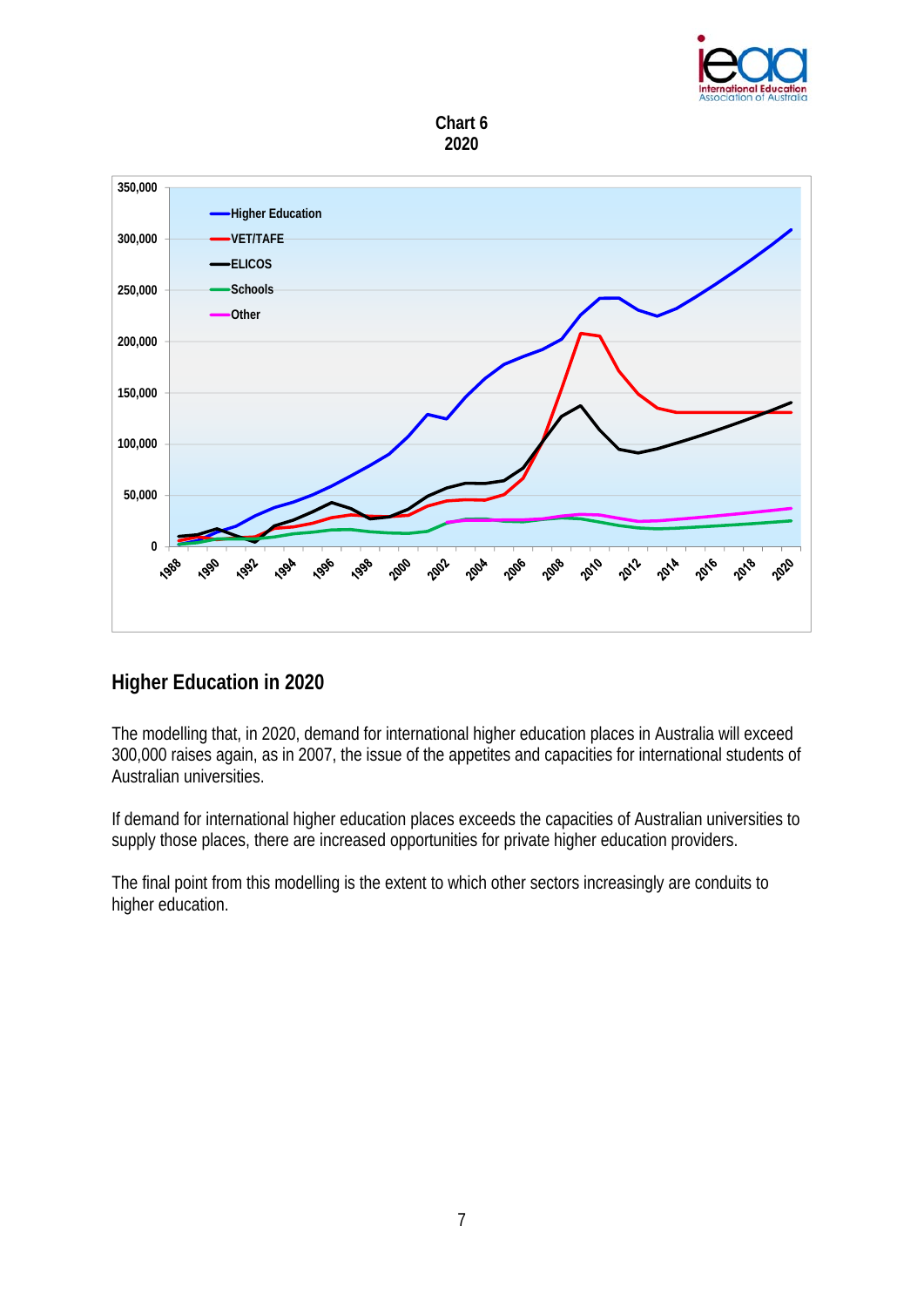**Chart 6**
**2020**

## Higher Education in 2020

The modelling that, in 2020, demand for international higher education places in Australia will exceed 300,000 raises again, as in 2007, the issue of the appetites and capacities for international students of Australian universities.

If demand for international higher education places exceeds the capacities of Australian universities to supply those places, there are increased opportunities for private higher education providers.

The final point from this modelling is the extent to which other sectors increasingly are conduits to higher education.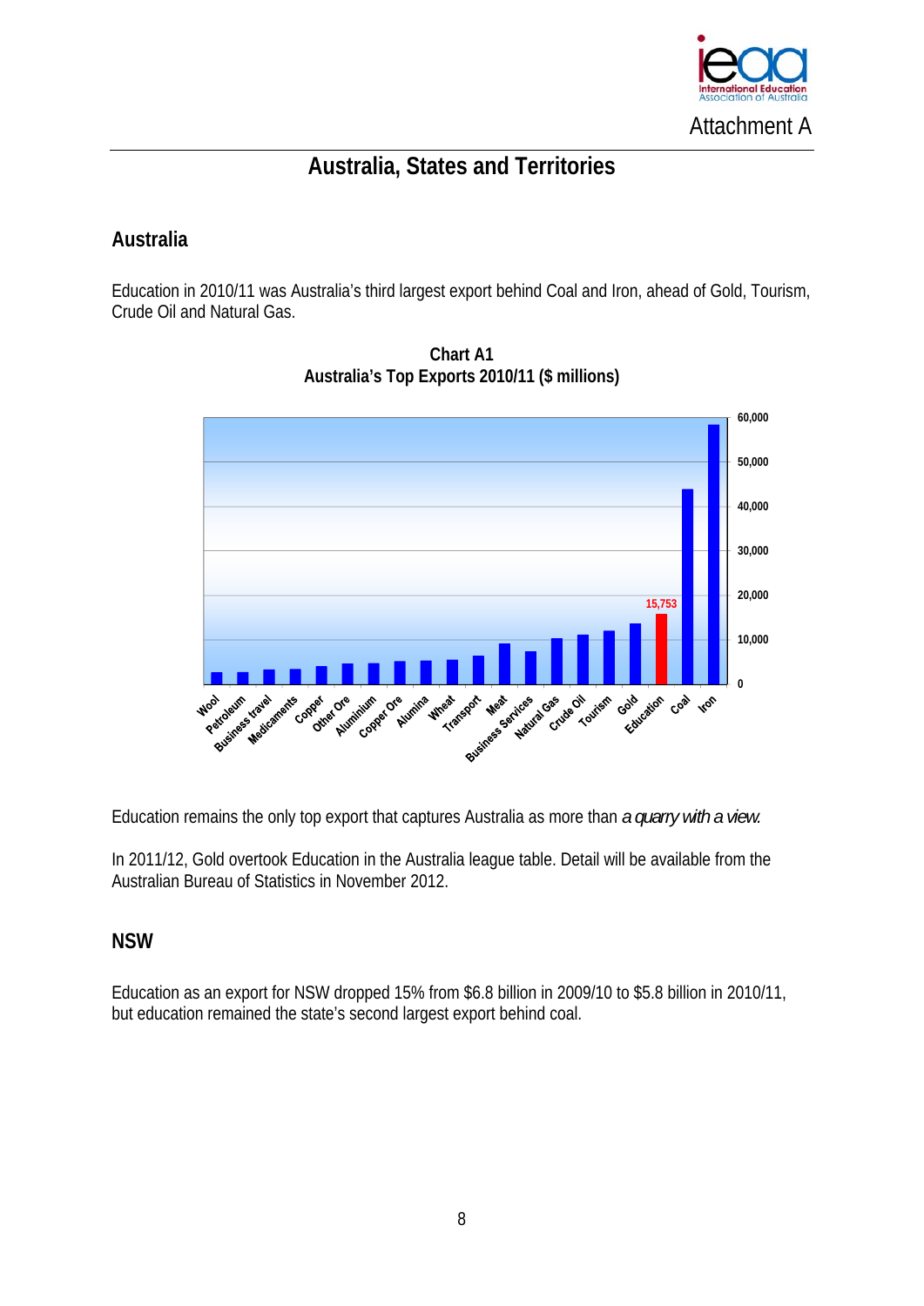Attachment A

# Australia, States and Territories

## Australia

Education in 2010/11 was Australia's third largest export behind Coal and Iron, ahead of Gold, Tourism, Crude Oil and Natural Gas.

**Chart A1**
**Australia's Top Exports 2010/11 ($ millions)**

Education remains the only top export that captures Australia as more than *a quarry with a view.*

In 2011/12, Gold overtook Education in the Australia league table. Detail will be available from the Australian Bureau of Statistics in November 2012.

## NSW

Education as an export for NSW dropped 15% from $6.8 billion in 2009/10 to $5.8 billion in 2010/11, but education remained the state's second largest export behind coal.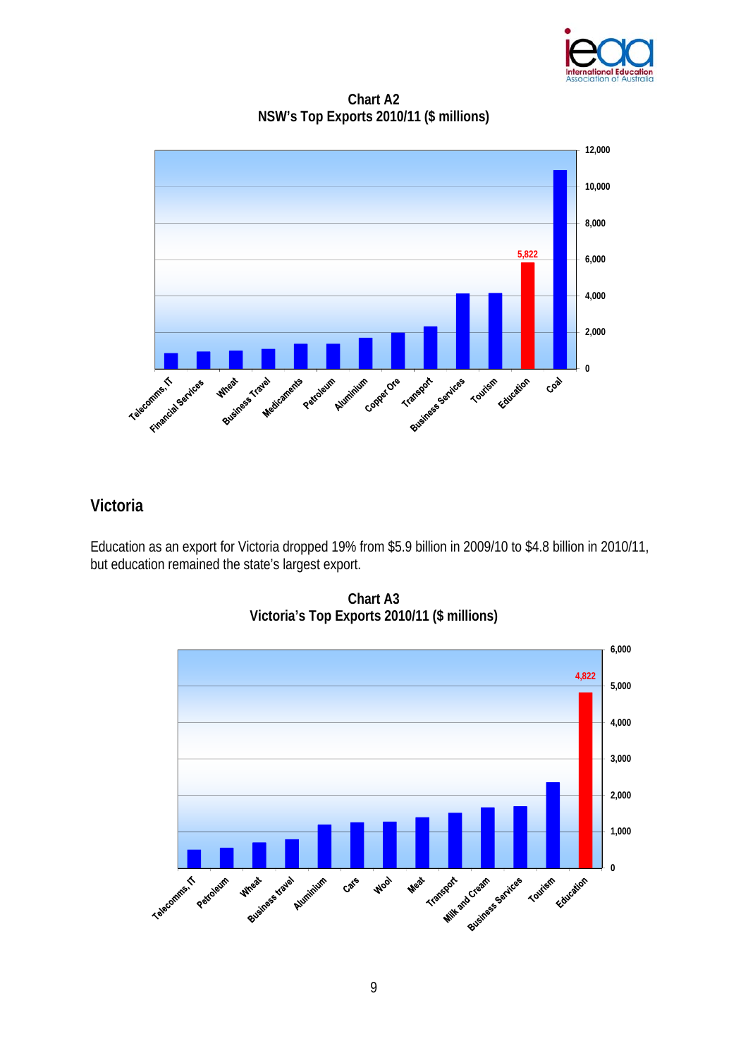**Chart A2**
**NSW's Top Exports 2010/11 ($ millions)**

| Export | Value ($ millions) |
|---|---|
| Telecomms, IT | |
| Financial Services | |
| Wheat | |
| Business Travel | |
| Medicaments | |
| Petroleum | |
| Aluminium | |
| Copper Ore | |
| Transport | |
| Business Services | |
| Tourism | |
| Education | 5,822 |
| Coal | |

## Victoria

Education as an export for Victoria dropped 19% from $5.9 billion in 2009/10 to $4.8 billion in 2010/11, but education remained the state's largest export.

**Chart A3**
**Victoria's Top Exports 2010/11 ($ millions)**

| Export | Value ($ millions) |
|---|---|
| Telecomms, IT | |
| Petroleum | |
| Wheat | |
| Business travel | |
| Aluminium | |
| Cars | |
| Wool | |
| Meat | |
| Transport | |
| Milk and Cream | |
| Business Services | |
| Tourism | |
| Education | 4,822 |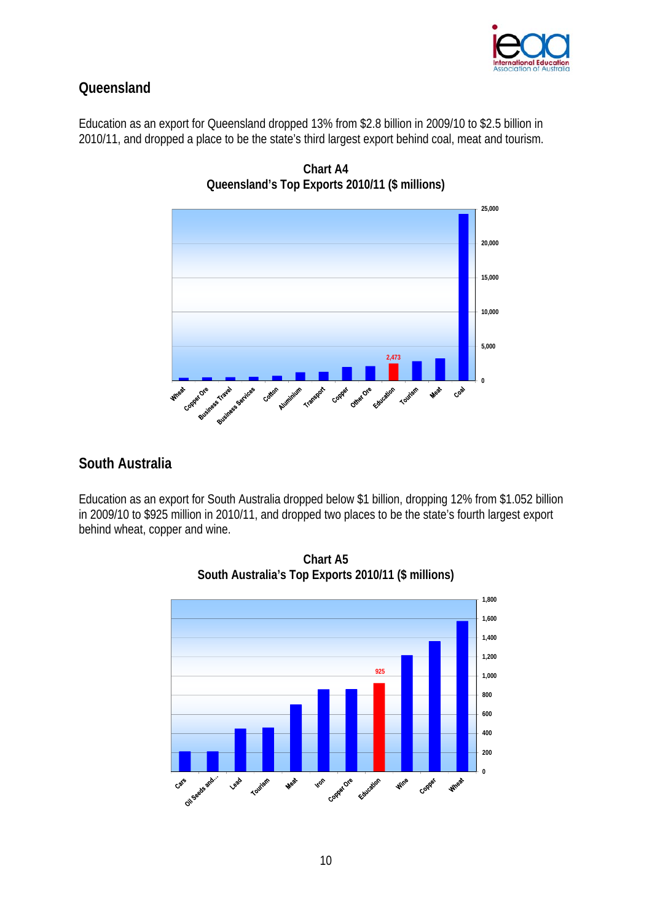## Queensland

Education as an export for Queensland dropped 13% from $2.8 billion in 2009/10 to $2.5 billion in 2010/11, and dropped a place to be the state's third largest export behind coal, meat and tourism.

**Chart A4**
**Queensland's Top Exports 2010/11 ($ millions)**

## South Australia

Education as an export for South Australia dropped below $1 billion, dropping 12% from $1.052 billion in 2009/10 to $925 million in 2010/11, and dropped two places to be the state's fourth largest export behind wheat, copper and wine.

**Chart A5**
**South Australia's Top Exports 2010/11 ($ millions)**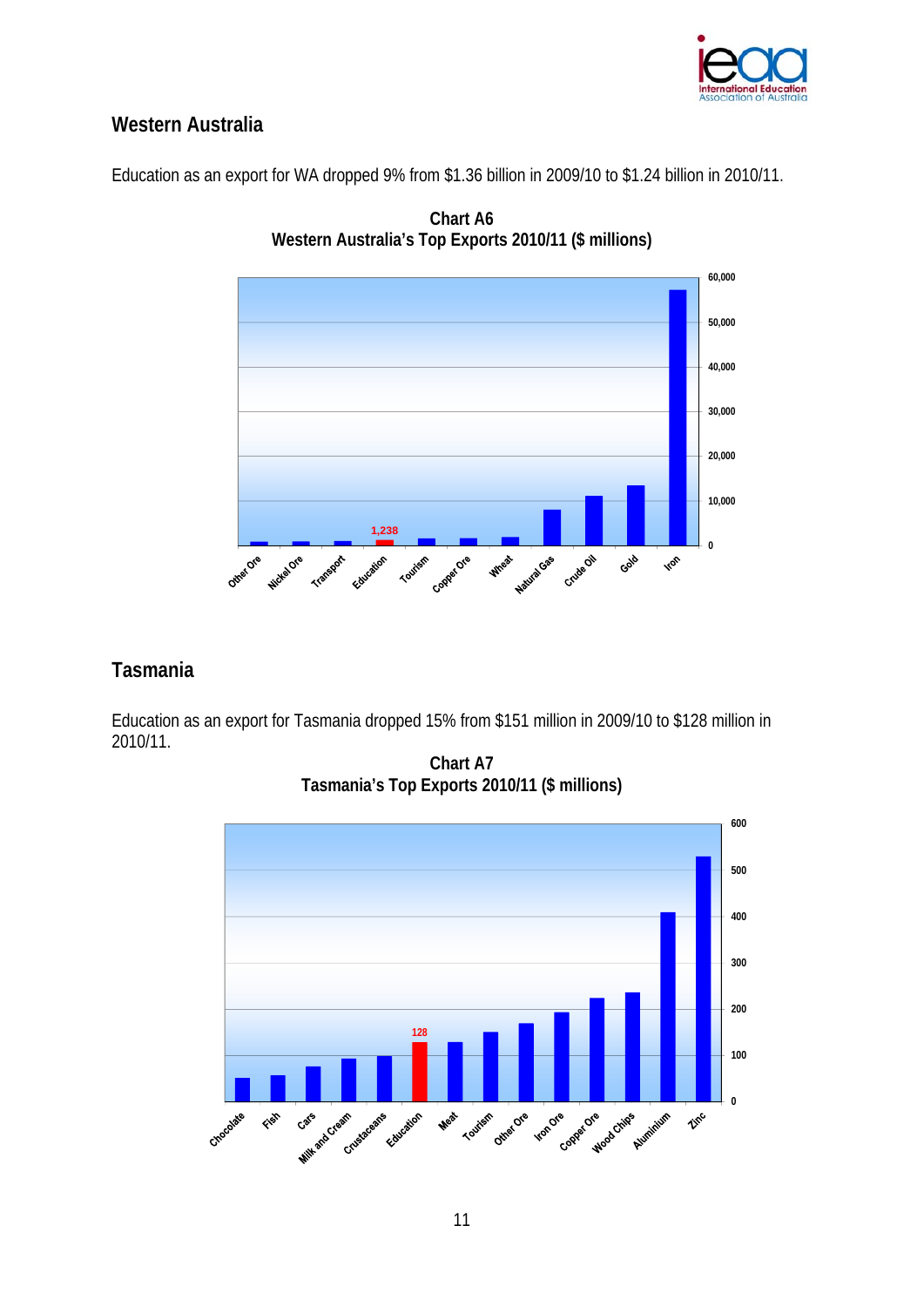## Western Australia

Education as an export for WA dropped 9% from $1.36 billion in 2009/10 to $1.24 billion in 2010/11.

**Chart A6**
**Western Australia's Top Exports 2010/11 ($ millions)**

## Tasmania

Education as an export for Tasmania dropped 15% from $151 million in 2009/10 to $128 million in 2010/11.

**Chart A7**
**Tasmania's Top Exports 2010/11 ($ millions)**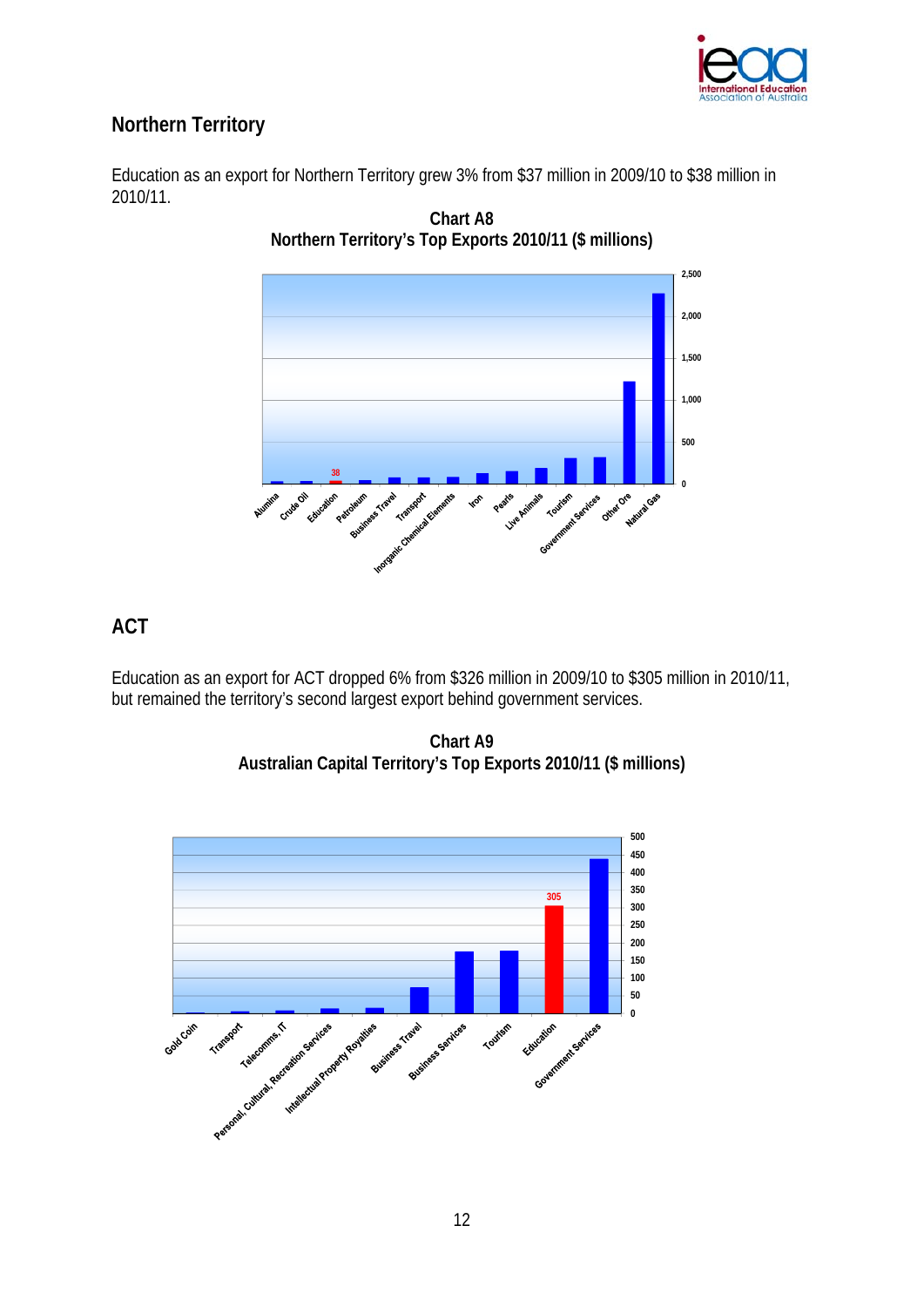## Northern Territory

Education as an export for Northern Territory grew 3% from $37 million in 2009/10 to $38 million in 2010/11.

**Chart A8**
**Northern Territory's Top Exports 2010/11 ($ millions)**

2,500
2,000
1,500
1,000
500
0

38

Alumina
Crude Oil
Education
Petroleum
Business Travel
Transport
Inorganic Chemical Elements
Iron
Pearls
Live Animals
Tourism
Government Services
Other Ore
Natural Gas

## ACT

Education as an export for ACT dropped 6% from $326 million in 2009/10 to $305 million in 2010/11, but remained the territory's second largest export behind government services.

**Chart A9**
**Australian Capital Territory's Top Exports 2010/11 ($ millions)**

500
450
400
350
300
250
200
150
100
50
0

305

Gold Coin
Transport
Telecomms, IT
Personal, Cultural, Recreation Services
Intellectual Property Royalties
Business Travel
Business Services
Tourism
Education
Government Services